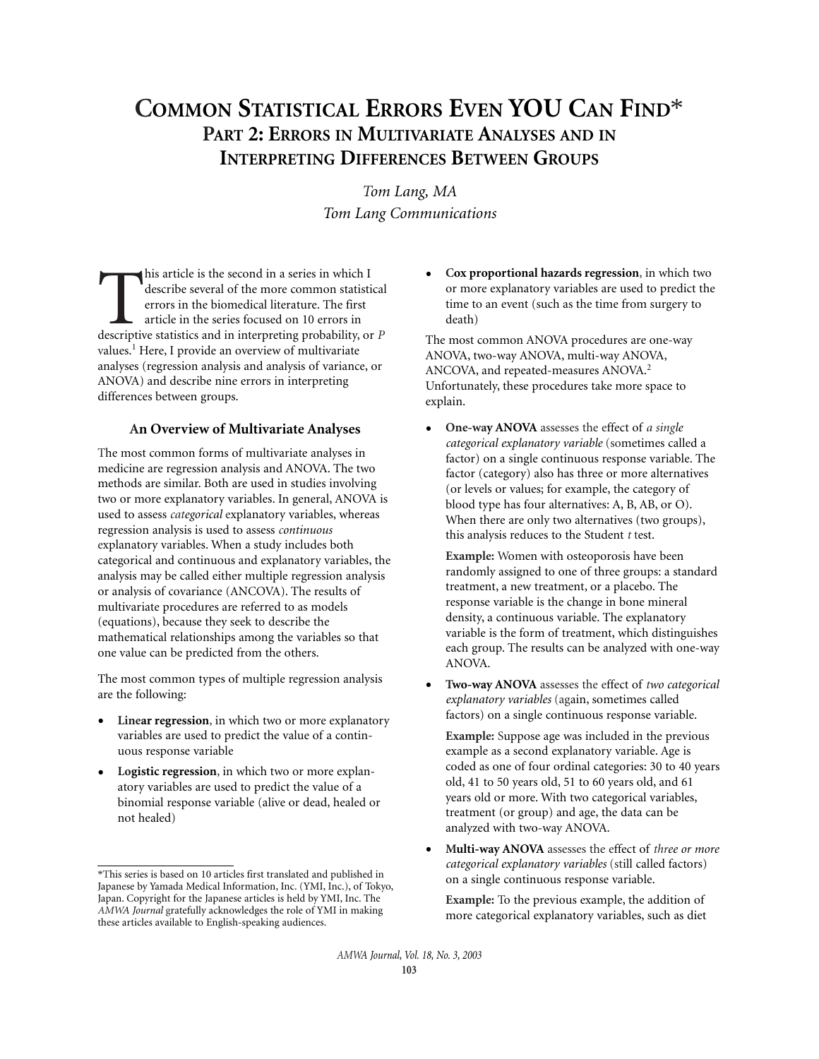# Common Statistical Errors Even YOU Can Find*

## Part 2: Errors in Multivariate Analyses and in Interpreting Differences Between Groups

*Tom Lang, MA*
*Tom Lang Communications*

This article is the second in a series in which I describe several of the more common statistical errors in the biomedical literature. The first article in the series focused on 10 errors in descriptive statistics and in interpreting probability, or *P* values.[1] Here, I provide an overview of multivariate analyses (regression analysis and analysis of variance, or ANOVA) and describe nine errors in interpreting differences between groups.

### An Overview of Multivariate Analyses

The most common forms of multivariate analyses in medicine are regression analysis and ANOVA. The two methods are similar. Both are used in studies involving two or more explanatory variables. In general, ANOVA is used to assess *categorical* explanatory variables, whereas regression analysis is used to assess *continuous* explanatory variables. When a study includes both categorical and continuous and explanatory variables, the analysis may be called either multiple regression analysis or analysis of covariance (ANCOVA). The results of multivariate procedures are referred to as models (equations), because they seek to describe the mathematical relationships among the variables so that one value can be predicted from the others.

The most common types of multiple regression analysis are the following:

- **Linear regression**, in which two or more explanatory variables are used to predict the value of a continuous response variable
- **Logistic regression**, in which two or more explanatory variables are used to predict the value of a binomial response variable (alive or dead, healed or not healed)
- **Cox proportional hazards regression**, in which two or more explanatory variables are used to predict the time to an event (such as the time from surgery to death)

The most common ANOVA procedures are one-way ANOVA, two-way ANOVA, multi-way ANOVA, ANCOVA, and repeated-measures ANOVA.[2] Unfortunately, these procedures take more space to explain.

- **One-way ANOVA** assesses the effect of *a single categorical explanatory variable* (sometimes called a factor) on a single continuous response variable. The factor (category) also has three or more alternatives (or levels or values; for example, the category of blood type has four alternatives: A, B, AB, or O). When there are only two alternatives (two groups), this analysis reduces to the Student *t* test.

  **Example:** Women with osteoporosis have been randomly assigned to one of three groups: a standard treatment, a new treatment, or a placebo. The response variable is the change in bone mineral density, a continuous variable. The explanatory variable is the form of treatment, which distinguishes each group. The results can be analyzed with one-way ANOVA.

- **Two-way ANOVA** assesses the effect of *two categorical explanatory variables* (again, sometimes called factors) on a single continuous response variable.

  **Example:** Suppose age was included in the previous example as a second explanatory variable. Age is coded as one of four ordinal categories: 30 to 40 years old, 41 to 50 years old, 51 to 60 years old, and 61 years old or more. With two categorical variables, treatment (or group) and age, the data can be analyzed with two-way ANOVA.

- **Multi-way ANOVA** assesses the effect of *three or more categorical explanatory variables* (still called factors) on a single continuous response variable.

  **Example:** To the previous example, the addition of more categorical explanatory variables, such as diet

*This series is based on 10 articles first translated and published in Japanese by Yamada Medical Information, Inc. (YMI, Inc.), of Tokyo, Japan. Copyright for the Japanese articles is held by YMI, Inc. The *AMWA Journal* gratefully acknowledges the role of YMI in making these articles available to English-speaking audiences.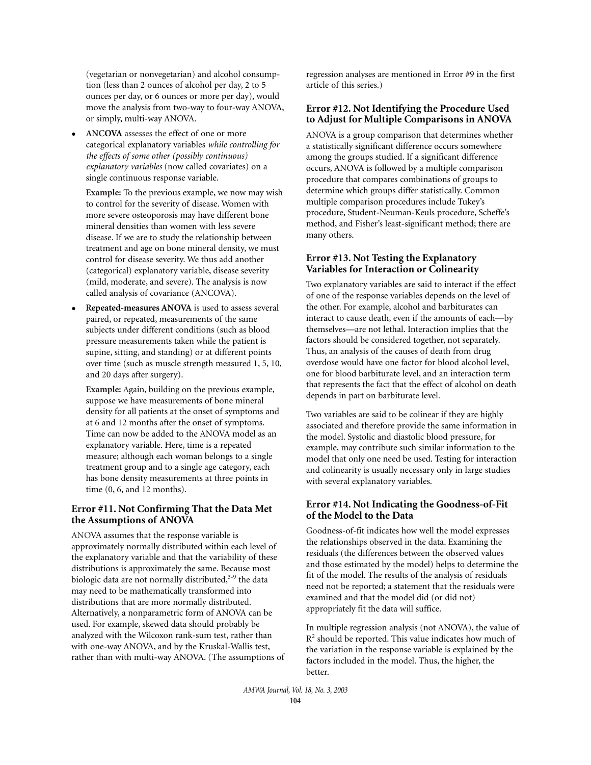(vegetarian or nonvegetarian) and alcohol consumption (less than 2 ounces of alcohol per day, 2 to 5 ounces per day, or 6 ounces or more per day), would move the analysis from two-way to four-way ANOVA, or simply, multi-way ANOVA.

- **ANCOVA** assesses the effect of one or more categorical explanatory variables *while controlling for the effects of some other (possibly continuous) explanatory variables* (now called covariates) on a single continuous response variable.

  **Example:** To the previous example, we now may wish to control for the severity of disease. Women with more severe osteoporosis may have different bone mineral densities than women with less severe disease. If we are to study the relationship between treatment and age on bone mineral density, we must control for disease severity. We thus add another (categorical) explanatory variable, disease severity (mild, moderate, and severe). The analysis is now called analysis of covariance (ANCOVA).

- **Repeated-measures ANOVA** is used to assess several paired, or repeated, measurements of the same subjects under different conditions (such as blood pressure measurements taken while the patient is supine, sitting, and standing) or at different points over time (such as muscle strength measured 1, 5, 10, and 20 days after surgery).

  **Example:** Again, building on the previous example, suppose we have measurements of bone mineral density for all patients at the onset of symptoms and at 6 and 12 months after the onset of symptoms. Time can now be added to the ANOVA model as an explanatory variable. Here, time is a repeated measure; although each woman belongs to a single treatment group and to a single age category, each has bone density measurements at three points in time (0, 6, and 12 months).

### Error #11. Not Confirming That the Data Met the Assumptions of ANOVA

ANOVA assumes that the response variable is approximately normally distributed within each level of the explanatory variable and that the variability of these distributions is approximately the same. Because most biologic data are not normally distributed,[3-9] the data may need to be mathematically transformed into distributions that are more normally distributed. Alternatively, a nonparametric form of ANOVA can be used. For example, skewed data should probably be analyzed with the Wilcoxon rank-sum test, rather than with one-way ANOVA, and by the Kruskal-Wallis test, rather than with multi-way ANOVA. (The assumptions of regression analyses are mentioned in Error #9 in the first article of this series.)

### Error #12. Not Identifying the Procedure Used to Adjust for Multiple Comparisons in ANOVA

ANOVA is a group comparison that determines whether a statistically significant difference occurs somewhere among the groups studied. If a significant difference occurs, ANOVA is followed by a multiple comparison procedure that compares combinations of groups to determine which groups differ statistically. Common multiple comparison procedures include Tukey's procedure, Student-Neuman-Keuls procedure, Scheffe's method, and Fisher's least-significant method; there are many others.

### Error #13. Not Testing the Explanatory Variables for Interaction or Colinearity

Two explanatory variables are said to interact if the effect of one of the response variables depends on the level of the other. For example, alcohol and barbiturates can interact to cause death, even if the amounts of each—by themselves—are not lethal. Interaction implies that the factors should be considered together, not separately. Thus, an analysis of the causes of death from drug overdose would have one factor for blood alcohol level, one for blood barbiturate level, and an interaction term that represents the fact that the effect of alcohol on death depends in part on barbiturate level.

Two variables are said to be colinear if they are highly associated and therefore provide the same information in the model. Systolic and diastolic blood pressure, for example, may contribute such similar information to the model that only one need be used. Testing for interaction and colinearity is usually necessary only in large studies with several explanatory variables.

### Error #14. Not Indicating the Goodness-of-Fit of the Model to the Data

Goodness-of-fit indicates how well the model expresses the relationships observed in the data. Examining the residuals (the differences between the observed values and those estimated by the model) helps to determine the fit of the model. The results of the analysis of residuals need not be reported; a statement that the residuals were examined and that the model did (or did not) appropriately fit the data will suffice.

In multiple regression analysis (not ANOVA), the value of $R^2$ should be reported. This value indicates how much of the variation in the response variable is explained by the factors included in the model. Thus, the higher, the better.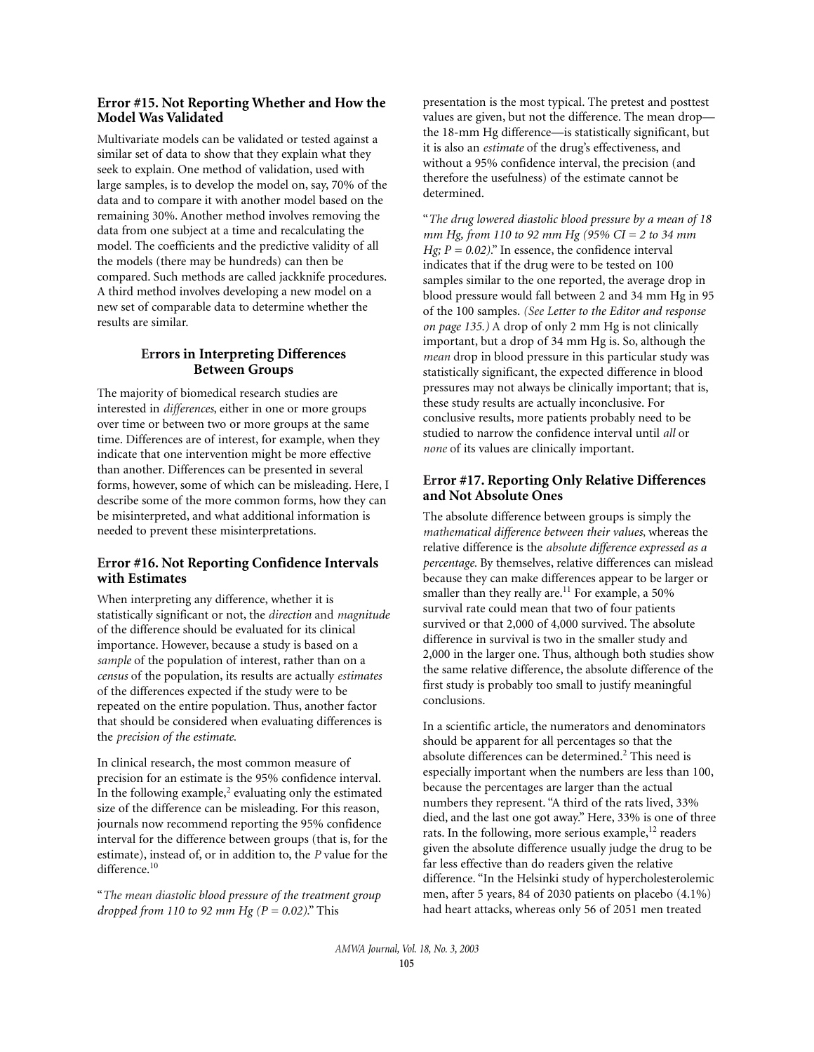### Error #15. Not Reporting Whether and How the Model Was Validated

Multivariate models can be validated or tested against a similar set of data to show that they explain what they seek to explain. One method of validation, used with large samples, is to develop the model on, say, 70% of the data and to compare it with another model based on the remaining 30%. Another method involves removing the data from one subject at a time and recalculating the model. The coefficients and the predictive validity of all the models (there may be hundreds) can then be compared. Such methods are called jackknife procedures. A third method involves developing a new model on a new set of comparable data to determine whether the results are similar.

## Errors in Interpreting Differences Between Groups

The majority of biomedical research studies are interested in *differences*, either in one or more groups over time or between two or more groups at the same time. Differences are of interest, for example, when they indicate that one intervention might be more effective than another. Differences can be presented in several forms, however, some of which can be misleading. Here, I describe some of the more common forms, how they can be misinterpreted, and what additional information is needed to prevent these misinterpretations.

### Error #16. Not Reporting Confidence Intervals with Estimates

When interpreting any difference, whether it is statistically significant or not, the *direction* and *magnitude* of the difference should be evaluated for its clinical importance. However, because a study is based on a *sample* of the population of interest, rather than on a *census* of the population, its results are actually *estimates* of the differences expected if the study were to be repeated on the entire population. Thus, another factor that should be considered when evaluating differences is the *precision of the estimate.*

In clinical research, the most common measure of precision for an estimate is the 95% confidence interval. In the following example,[2] evaluating only the estimated size of the difference can be misleading. For this reason, journals now recommend reporting the 95% confidence interval for the difference between groups (that is, for the estimate), instead of, or in addition to, the *P* value for the difference.[10]

"*The mean diastolic blood pressure of the treatment group dropped from 110 to 92 mm Hg (P = 0.02).*" This presentation is the most typical. The pretest and posttest values are given, but not the difference. The mean drop—the 18-mm Hg difference—is statistically significant, but it is also an *estimate* of the drug's effectiveness, and without a 95% confidence interval, the precision (and therefore the usefulness) of the estimate cannot be determined.

"*The drug lowered diastolic blood pressure by a mean of 18 mm Hg, from 110 to 92 mm Hg (95% CI = 2 to 34 mm Hg; P = 0.02).*" In essence, the confidence interval indicates that if the drug were to be tested on 100 samples similar to the one reported, the average drop in blood pressure would fall between 2 and 34 mm Hg in 95 of the 100 samples. *(See Letter to the Editor and response on page 135.)* A drop of only 2 mm Hg is not clinically important, but a drop of 34 mm Hg is. So, although the *mean* drop in blood pressure in this particular study was statistically significant, the expected difference in blood pressures may not always be clinically important; that is, these study results are actually inconclusive. For conclusive results, more patients probably need to be studied to narrow the confidence interval until *all* or *none* of its values are clinically important.

### Error #17. Reporting Only Relative Differences and Not Absolute Ones

The absolute difference between groups is simply the *mathematical difference between their values*, whereas the relative difference is the *absolute difference expressed as a percentage.* By themselves, relative differences can mislead because they can make differences appear to be larger or smaller than they really are.[11] For example, a 50% survival rate could mean that two of four patients survived or that 2,000 of 4,000 survived. The absolute difference in survival is two in the smaller study and 2,000 in the larger one. Thus, although both studies show the same relative difference, the absolute difference of the first study is probably too small to justify meaningful conclusions.

In a scientific article, the numerators and denominators should be apparent for all percentages so that the absolute differences can be determined.[2] This need is especially important when the numbers are less than 100, because the percentages are larger than the actual numbers they represent. "A third of the rats lived, 33% died, and the last one got away." Here, 33% is one of three rats. In the following, more serious example,[12] readers given the absolute difference usually judge the drug to be far less effective than do readers given the relative difference. "In the Helsinki study of hypercholesterolemic men, after 5 years, 84 of 2030 patients on placebo (4.1%) had heart attacks, whereas only 56 of 2051 men treated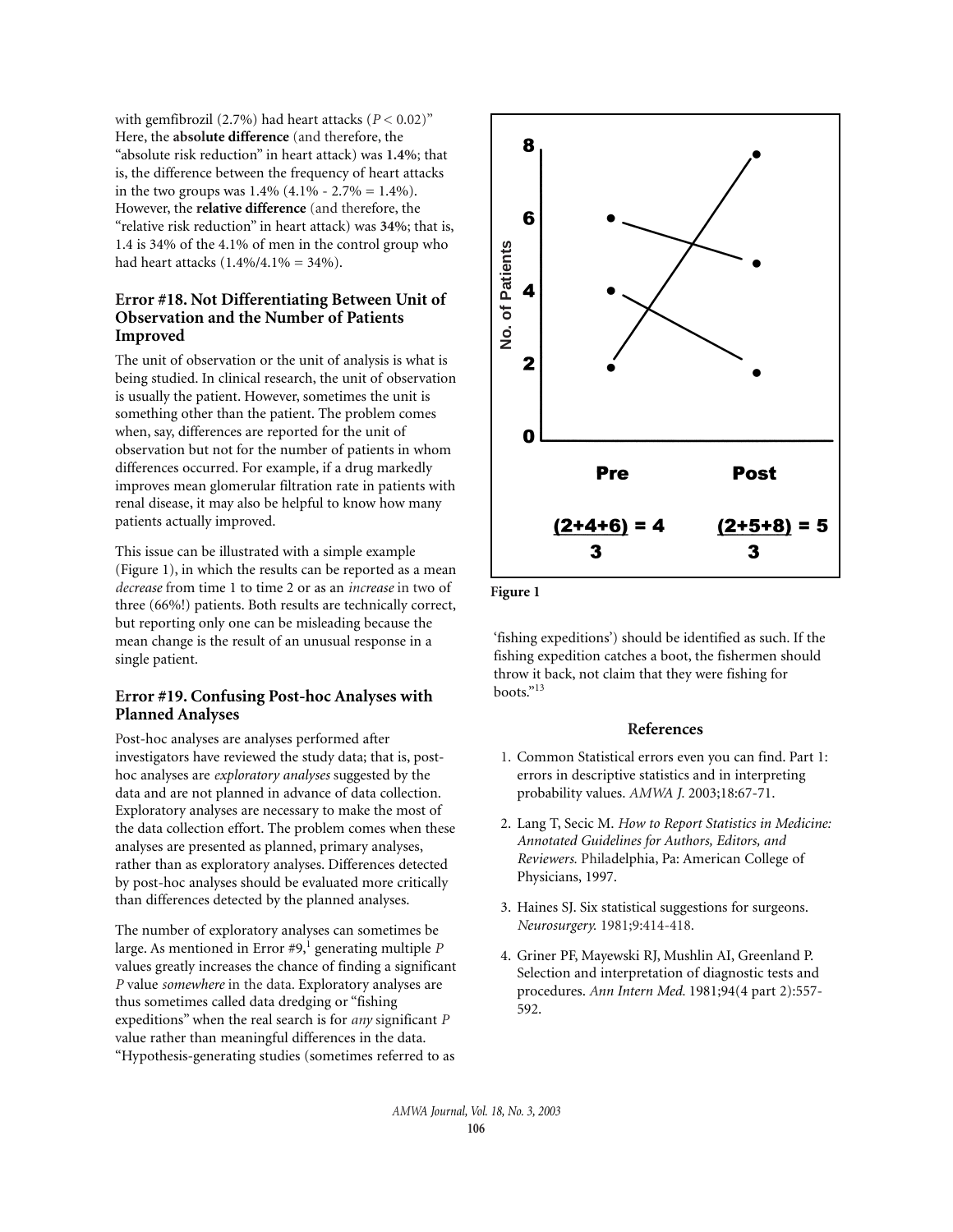with gemfibrozil (2.7%) had heart attacks ($P < 0.02$)" Here, the **absolute difference** (and therefore, the "absolute risk reduction" in heart attack) was **1.4%**; that is, the difference between the frequency of heart attacks in the two groups was 1.4% (4.1% - 2.7% = 1.4%). However, the **relative difference** (and therefore, the "relative risk reduction" in heart attack) was **34%**; that is, 1.4 is 34% of the 4.1% of men in the control group who had heart attacks (1.4%/4.1% = 34%).

### Error #18. Not Differentiating Between Unit of Observation and the Number of Patients Improved

The unit of observation or the unit of analysis is what is being studied. In clinical research, the unit of observation is usually the patient. However, sometimes the unit is something other than the patient. The problem comes when, say, differences are reported for the unit of observation but not for the number of patients in whom differences occurred. For example, if a drug markedly improves mean glomerular filtration rate in patients with renal disease, it may also be helpful to know how many patients actually improved.

This issue can be illustrated with a simple example (Figure 1), in which the results can be reported as a mean *decrease* from time 1 to time 2 or as an *increase* in two of three (66%!) patients. Both results are technically correct, but reporting only one can be misleading because the mean change is the result of an unusual response in a single patient.

### Error #19. Confusing Post-hoc Analyses with Planned Analyses

Post-hoc analyses are analyses performed after investigators have reviewed the study data; that is, post-hoc analyses are *exploratory analyses* suggested by the data and are not planned in advance of data collection. Exploratory analyses are necessary to make the most of the data collection effort. The problem comes when these analyses are presented as planned, primary analyses, rather than as exploratory analyses. Differences detected by post-hoc analyses should be evaluated more critically than differences detected by the planned analyses.

The number of exploratory analyses can sometimes be large. As mentioned in Error #9,[1] generating multiple $P$ values greatly increases the chance of finding a significant $P$ value *somewhere* in the data. Exploratory analyses are thus sometimes called data dredging or "fishing expeditions" when the real search is for *any* significant $P$ value rather than meaningful differences in the data. "Hypothesis-generating studies (sometimes referred to as 'fishing expeditions') should be identified as such. If the fishing expedition catches a boot, the fishermen should throw it back, not claim that they were fishing for boots."[13]

Pre: $\frac{(2+4+6)}{3} = 4$ Post: $\frac{(2+5+8)}{3} = 5$

**Figure 1**

### References

1. Common Statistical errors even you can find. Part 1: errors in descriptive statistics and in interpreting probability values. *AMWA J.* 2003;18:67-71.
2. Lang T, Secic M. *How to Report Statistics in Medicine: Annotated Guidelines for Authors, Editors, and Reviewers.* Philadelphia, Pa: American College of Physicians, 1997.
3. Haines SJ. Six statistical suggestions for surgeons. *Neurosurgery.* 1981;9:414-418.
4. Griner PF, Mayewski RJ, Mushlin AI, Greenland P. Selection and interpretation of diagnostic tests and procedures. *Ann Intern Med.* 1981;94(4 part 2):557-592.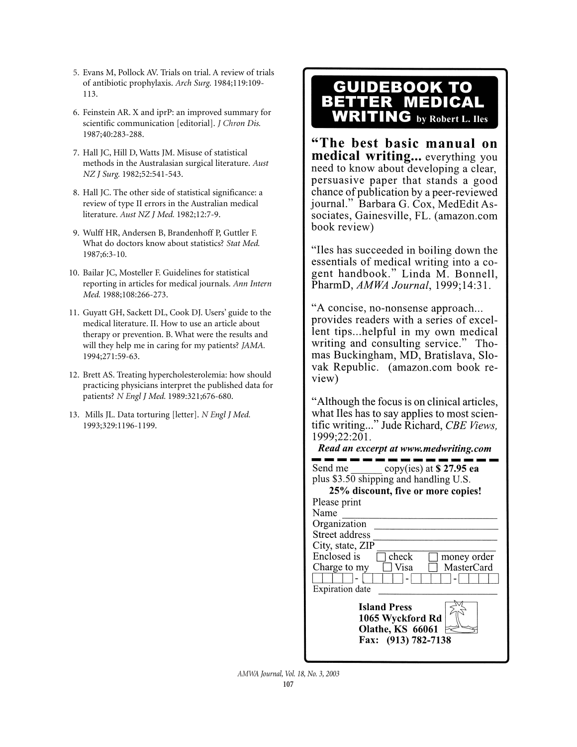5. Evans M, Pollock AV. Trials on trial. A review of trials of antibiotic prophylaxis. *Arch Surg.* 1984;119:109-113.

6. Feinstein AR. X and iprP: an improved summary for scientific communication [editorial]. *J Chron Dis.* 1987;40:283-288.

7. Hall JC, Hill D, Watts JM. Misuse of statistical methods in the Australasian surgical literature. *Aust NZ J Surg.* 1982;52:541-543.

8. Hall JC. The other side of statistical significance: a review of type II errors in the Australian medical literature. *Aust NZ J Med.* 1982;12:7-9.

9. Wulff HR, Andersen B, Brandenhoff P, Guttler F. What do doctors know about statistics? *Stat Med.* 1987;6:3-10.

10. Bailar JC, Mosteller F. Guidelines for statistical reporting in articles for medical journals. *Ann Intern Med.* 1988;108:266-273.

11. Guyatt GH, Sackett DL, Cook DJ. Users' guide to the medical literature. II. How to use an article about therapy or prevention. B. What were the results and will they help me in caring for my patients? *JAMA.* 1994;271:59-63.

12. Brett AS. Treating hypercholesterolemia: how should practicing physicians interpret the published data for patients? *N Engl J Med.* 1989:321;676-680.

13. Mills JL. Data torturing [letter]. *N Engl J Med.* 1993;329:1196-1199.

# GUIDEBOOK TO BETTER MEDICAL WRITING by Robert L. Iles

**"The best basic manual on medical writing...** everything you need to know about developing a clear, persuasive paper that stands a good chance of publication by a peer-reviewed journal." Barbara G. Cox, MedEdit Associates, Gainesville, FL. (amazon.com book review)

"Iles has succeeded in boiling down the essentials of medical writing into a cogent handbook." Linda M. Bonnell, PharmD, *AMWA Journal*, 1999;14:31.

"A concise, no-nonsense approach... provides readers with a series of excellent tips...helpful in my own medical writing and consulting service." Thomas Buckingham, MD, Bratislava, Slovak Republic. (amazon.com book review)

"Although the focus is on clinical articles, what Iles has to say applies to most scientific writing..." Jude Richard, *CBE Views,* 1999;22:201.

***Read an excerpt at www.medwriting.com***

Send me ______ copy(ies) at **$ 27.95 ea** plus $3.50 shipping and handling U.S.

**25% discount, five or more copies!**

Please print

Name ____________________________

Organization ____________________________

Street address ____________________________

City, state, ZIP ____________________________

Enclosed is ☐ check ☐ money order

Charge to my ☐ Visa ☐ MasterCard

☐☐☐☐ - ☐☐☐☐ - ☐☐☐☐ - ☐☐☐☐

Expiration date ____________________________

**Island Press**
**1065 Wyckford Rd**
**Olathe, KS 66061**
**Fax: (913) 782-7138**